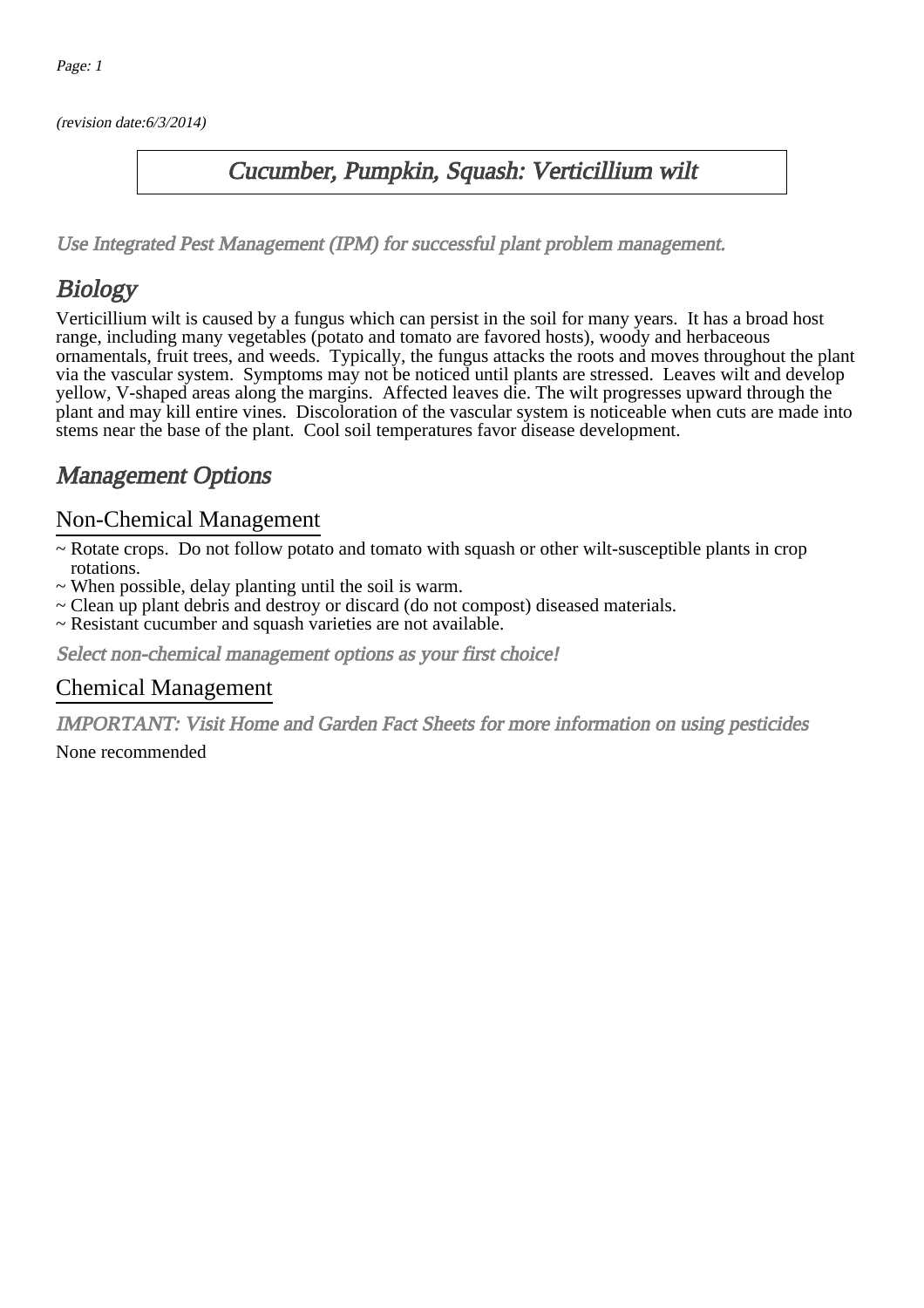(revision date:6/3/2014)

# Cucumber, Pumpkin, Squash: Verticillium wilt

*Use Integrated Pest Management (IPM) for successful plant problem management.*

## Biology

Verticillium wilt is caused by a fungus which can persist in the soil for many years. It has a broad host range, including many vegetables (potato and tomato are favored hosts), woody and herbaceous ornamentals, fruit trees, and weeds. Typically, the fungus attacks the roots and moves throughout the plant via the vascular system. Symptoms may not be noticed until plants are stressed. Leaves wilt and develop yellow, V-shaped areas along the margins. Affected leaves die. The wilt progresses upward through the plant and may kill entire vines. Discoloration of the vascular system is noticeable when cuts are made into stems near the base of the plant. Cool soil temperatures favor disease development.

## Management Options

### Non-Chemical Management

~ Rotate crops. Do not follow potato and tomato with squash or other wilt-susceptible plants in crop rotations.
~ When possible, delay planting until the soil is warm.
~ Clean up plant debris and destroy or discard (do not compost) diseased materials.
~ Resistant cucumber and squash varieties are not available.

*Select non-chemical management options as your first choice!*

### Chemical Management

*IMPORTANT: Visit Home and Garden Fact Sheets for more information on using pesticides*

None recommended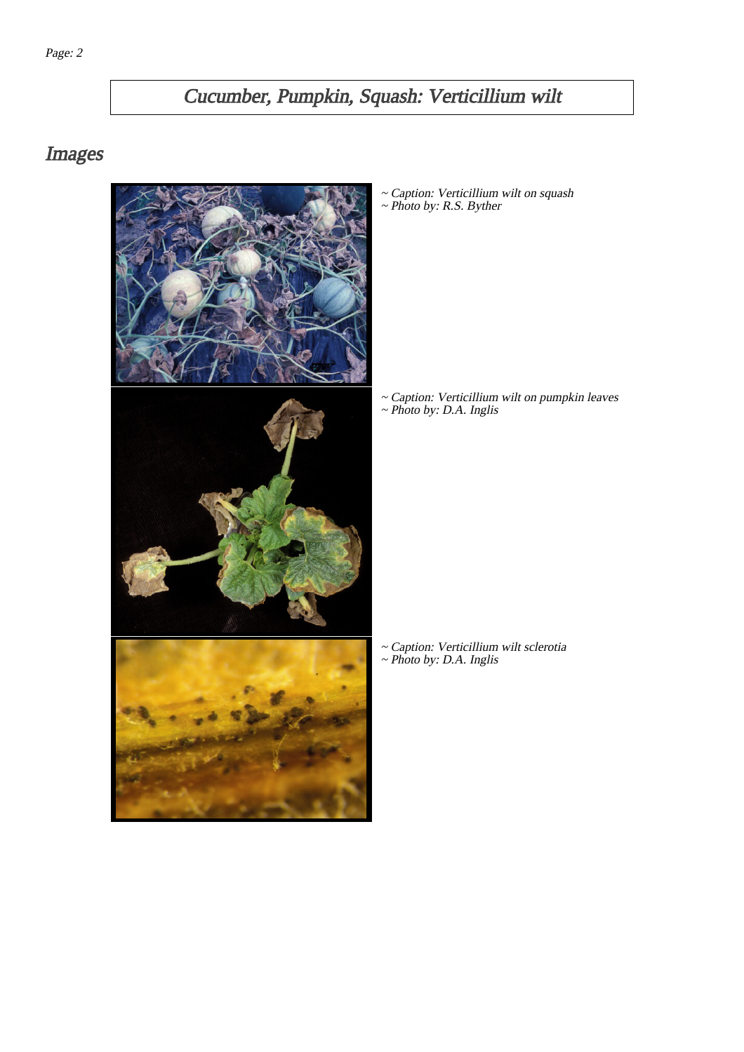# Cucumber, Pumpkin, Squash: Verticillium wilt

## Images

*~ Caption: Verticillium wilt on squash*
*~ Photo by: R.S. Byther*

*~ Caption: Verticillium wilt on pumpkin leaves*
*~ Photo by: D.A. Inglis*

*~ Caption: Verticillium wilt sclerotia*
*~ Photo by: D.A. Inglis*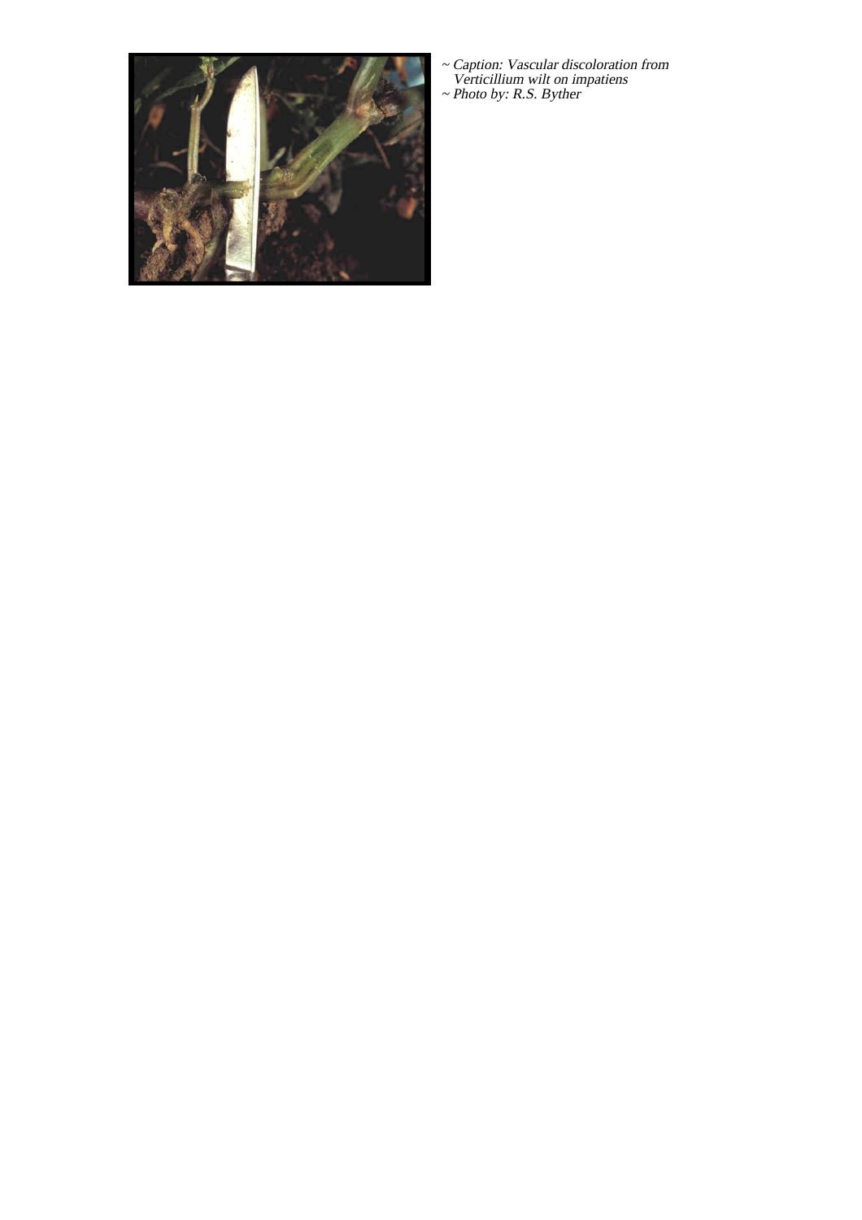~ *Caption: Vascular discoloration from Verticillium wilt on impatiens*
~ *Photo by: R.S. Byther*